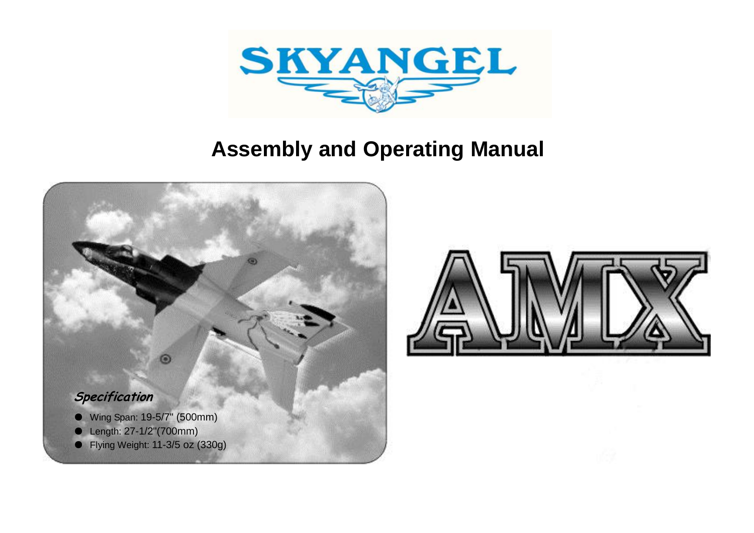SKYANGEL

# Assembly and Operating Manual

AMX

***Specification***

- Wing Span: 19-5/7" (500mm)
- Length: 27-1/2"(700mm)
- Flying Weight: 11-3/5 oz (330g)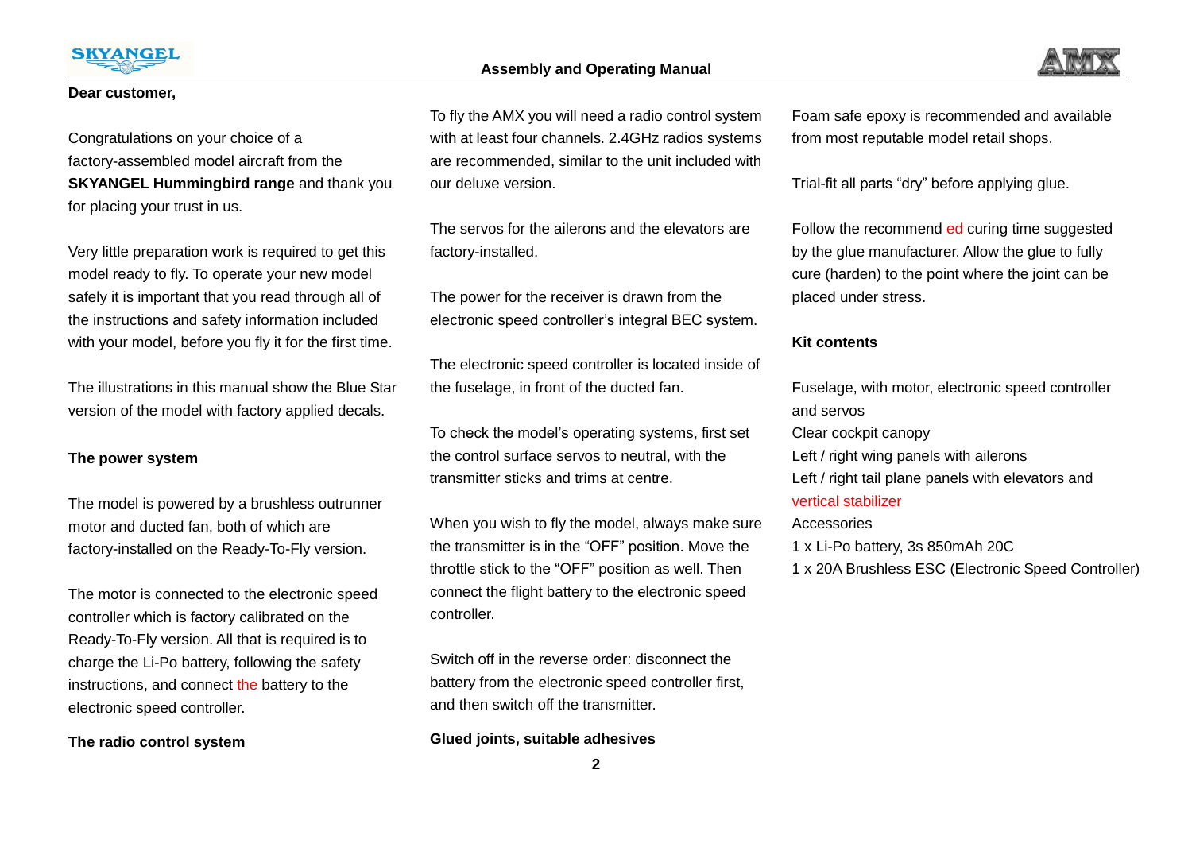**Dear customer,**

Congratulations on your choice of a factory-assembled model aircraft from the **SKYANGEL Hummingbird range** and thank you for placing your trust in us.

Very little preparation work is required to get this model ready to fly. To operate your new model safely it is important that you read through all of the instructions and safety information included with your model, before you fly it for the first time.

The illustrations in this manual show the Blue Star version of the model with factory applied decals.

**The power system**

The model is powered by a brushless outrunner motor and ducted fan, both of which are factory-installed on the Ready-To-Fly version.

The motor is connected to the electronic speed controller which is factory calibrated on the Ready-To-Fly version. All that is required is to charge the Li-Po battery, following the safety instructions, and connect the battery to the electronic speed controller.

**The radio control system**

To fly the AMX you will need a radio control system with at least four channels. 2.4GHz radios systems are recommended, similar to the unit included with our deluxe version.

The servos for the ailerons and the elevators are factory-installed.

The power for the receiver is drawn from the electronic speed controller's integral BEC system.

The electronic speed controller is located inside of the fuselage, in front of the ducted fan.

To check the model's operating systems, first set the control surface servos to neutral, with the transmitter sticks and trims at centre.

When you wish to fly the model, always make sure the transmitter is in the "OFF" position. Move the throttle stick to the "OFF" position as well. Then connect the flight battery to the electronic speed controller.

Switch off in the reverse order: disconnect the battery from the electronic speed controller first, and then switch off the transmitter.

**Glued joints, suitable adhesives**

Foam safe epoxy is recommended and available from most reputable model retail shops.

Trial-fit all parts "dry" before applying glue.

Follow the recommend ed curing time suggested by the glue manufacturer. Allow the glue to fully cure (harden) to the point where the joint can be placed under stress.

**Kit contents**

Fuselage, with motor, electronic speed controller and servos
Clear cockpit canopy
Left / right wing panels with ailerons
Left / right tail plane panels with elevators and vertical stabilizer
Accessories
1 x Li-Po battery, 3s 850mAh 20C
1 x 20A Brushless ESC (Electronic Speed Controller)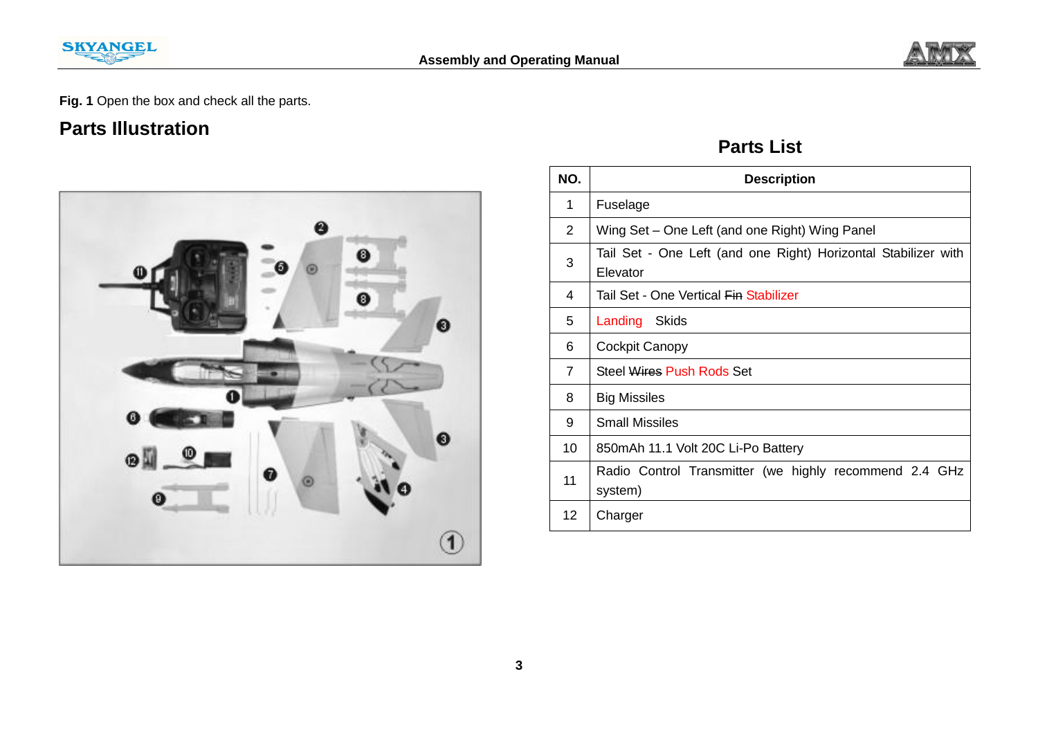**Fig. 1** Open the box and check all the parts.

## Parts Illustration

## Parts List

| NO. | Description |
|---|---|
| 1 | Fuselage |
| 2 | Wing Set – One Left (and one Right) Wing Panel |
| 3 | Tail Set - One Left (and one Right) Horizontal Stabilizer with Elevator |
| 4 | Tail Set - One Vertical ~~Fin~~ Stabilizer |
| 5 | Landing Skids |
| 6 | Cockpit Canopy |
| 7 | Steel ~~Wires~~ Push Rods Set |
| 8 | Big Missiles |
| 9 | Small Missiles |
| 10 | 850mAh 11.1 Volt 20C Li-Po Battery |
| 11 | Radio Control Transmitter (we highly recommend 2.4 GHz system) |
| 12 | Charger |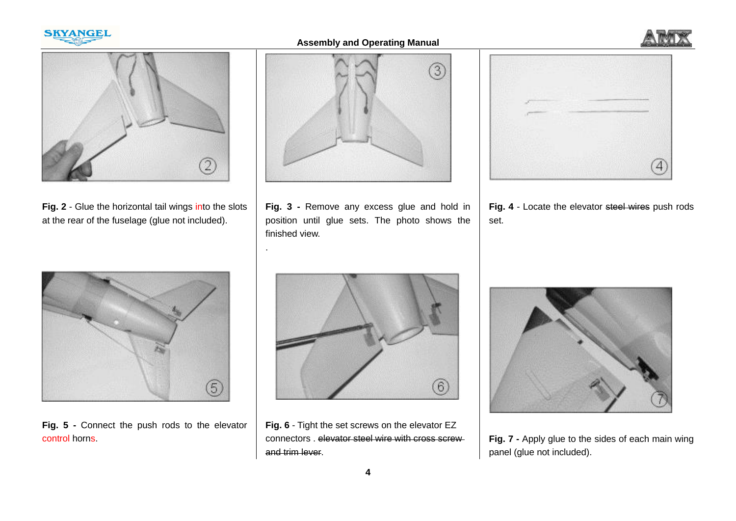**Fig. 2** - Glue the horizontal tail wings into the slots at the rear of the fuselage (glue not included).

**Fig. 3 -** Remove any excess glue and hold in position until glue sets. The photo shows the finished view.

.

**Fig. 4** - Locate the elevator ~~steel wires~~ push rods set.

**Fig. 5 -** Connect the push rods to the elevator control horns.

**Fig. 6** - Tight the set screws on the elevator EZ connectors . ~~elevator steel wire with cross screw and trim lever~~.

**Fig. 7 -** Apply glue to the sides of each main wing panel (glue not included).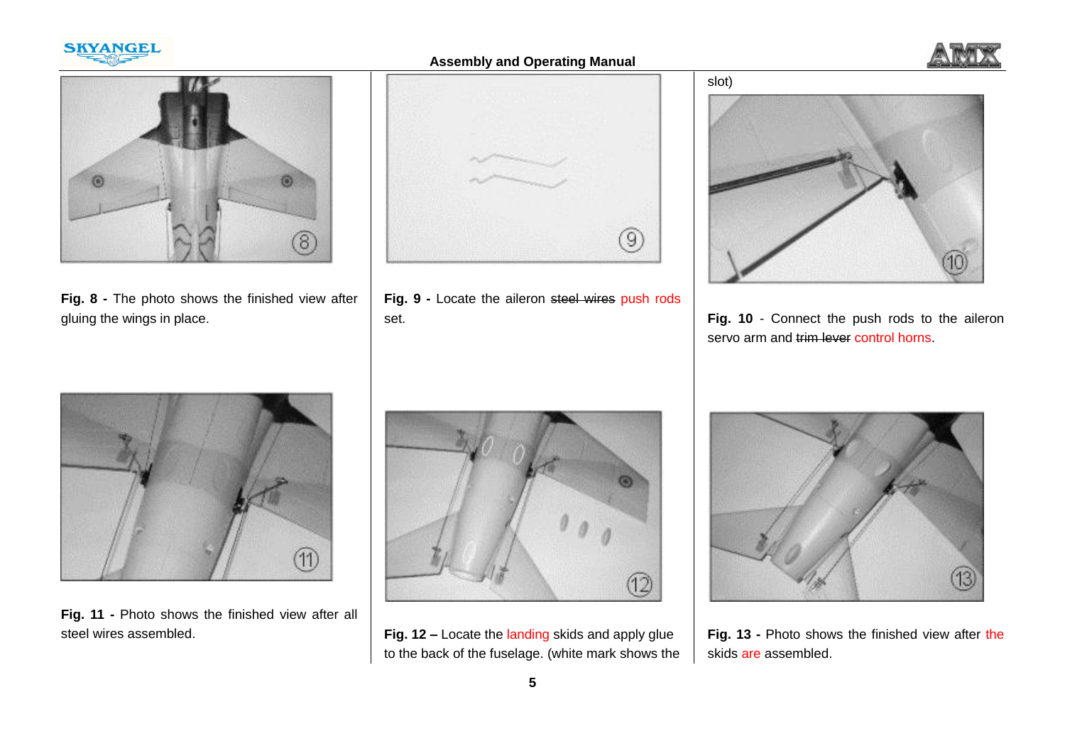**Fig. 8 -** The photo shows the finished view after gluing the wings in place.

**Fig. 9 -** Locate the aileron ~~steel wires~~ push rods set.

**Fig. 10** - Connect the push rods to the aileron servo arm and ~~trim lever~~ control horns.

**Fig. 11 -** Photo shows the finished view after all steel wires assembled.

**Fig. 12 –** Locate the landing skids and apply glue to the back of the fuselage. (white mark shows the slot)

**Fig. 13 -** Photo shows the finished view after the skids are assembled.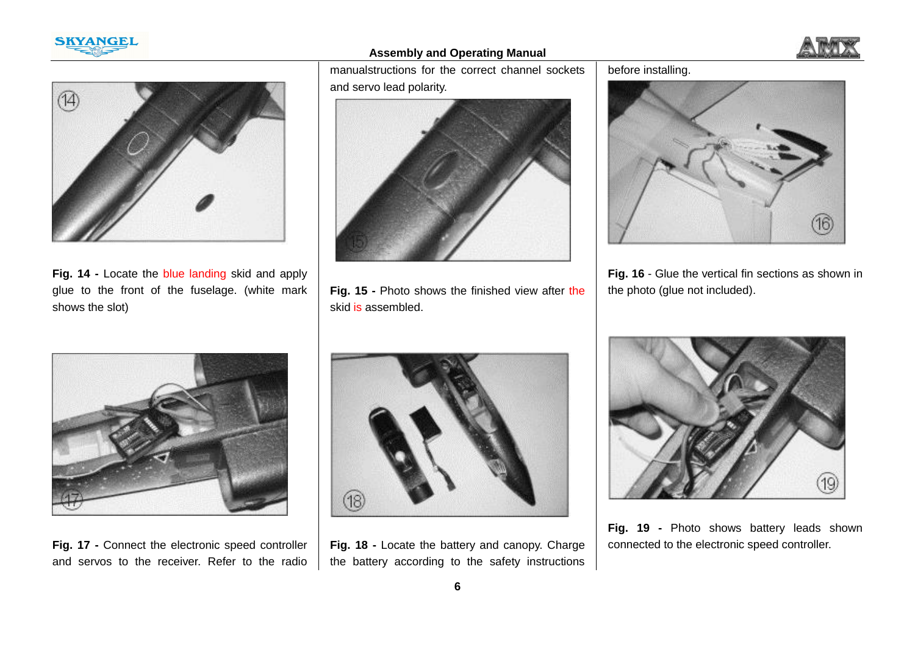manualstructions for the correct channel sockets and servo lead polarity.

before installing.

**Fig. 14 -** Locate the blue landing skid and apply glue to the front of the fuselage. (white mark shows the slot)

**Fig. 15 -** Photo shows the finished view after the skid is assembled.

**Fig. 16** - Glue the vertical fin sections as shown in the photo (glue not included).

**Fig. 17 -** Connect the electronic speed controller and servos to the receiver. Refer to the radio

**Fig. 18 -** Locate the battery and canopy. Charge the battery according to the safety instructions

**Fig. 19 -** Photo shows battery leads shown connected to the electronic speed controller.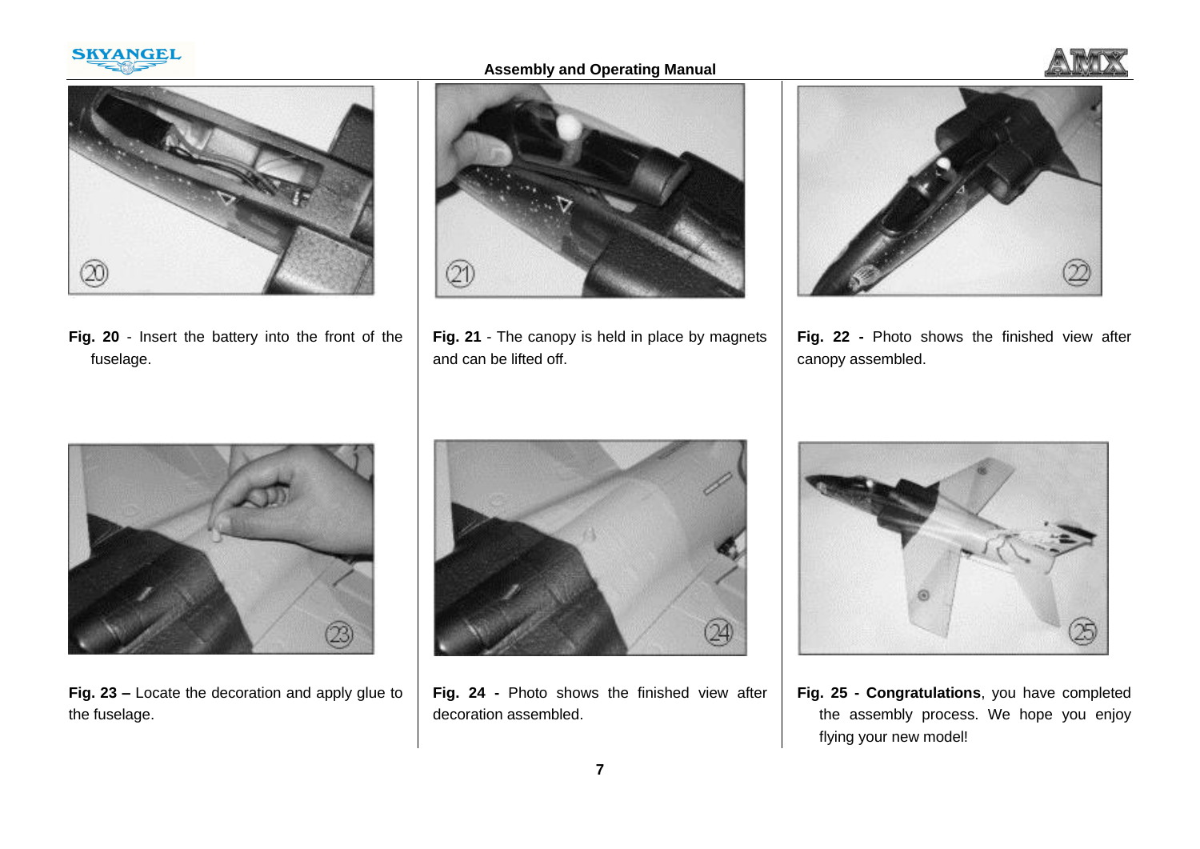**Fig. 20** - Insert the battery into the front of the fuselage.

**Fig. 21** - The canopy is held in place by magnets and can be lifted off.

**Fig. 22 -** Photo shows the finished view after canopy assembled.

**Fig. 23 –** Locate the decoration and apply glue to the fuselage.

**Fig. 24 -** Photo shows the finished view after decoration assembled.

**Fig. 25 - Congratulations**, you have completed the assembly process. We hope you enjoy flying your new model!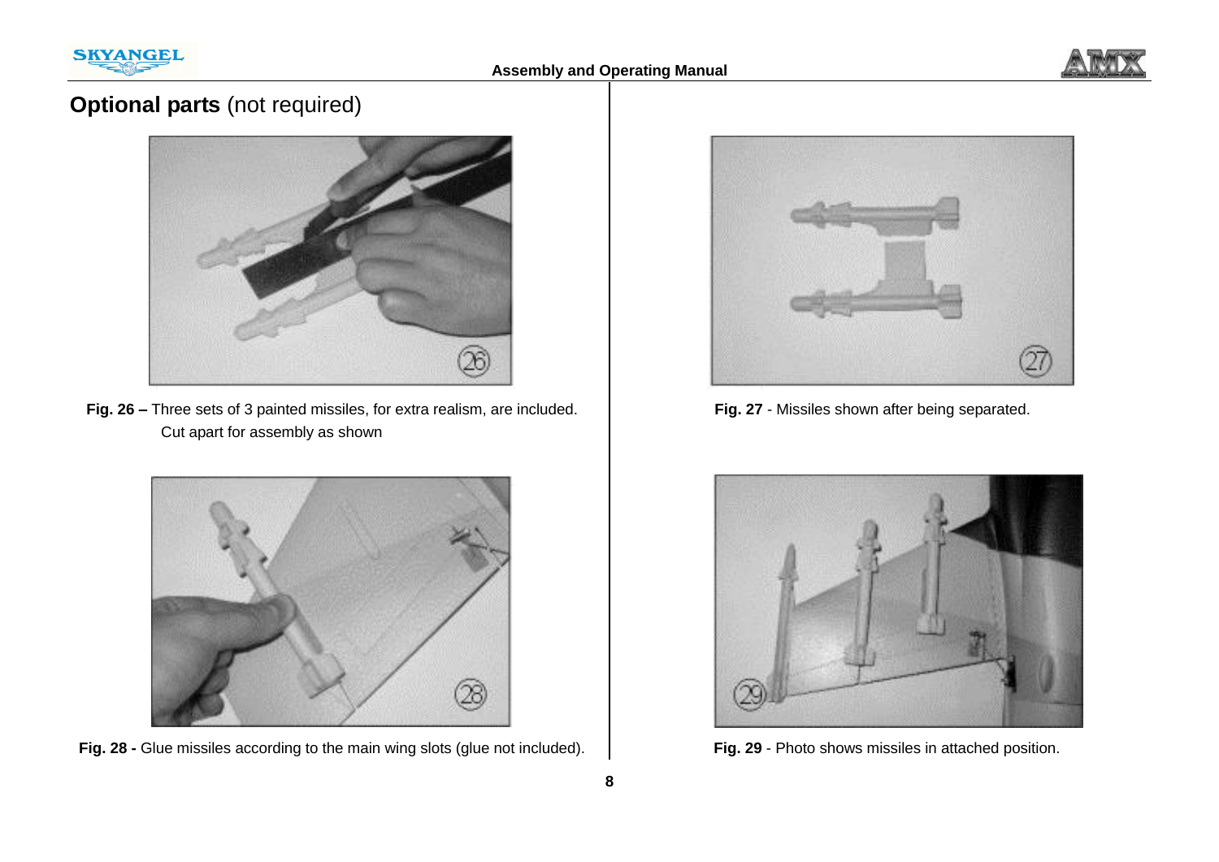# **Optional parts** (not required)

**Fig. 26 –** Three sets of 3 painted missiles, for extra realism, are included. Cut apart for assembly as shown

**Fig. 27** - Missiles shown after being separated.

**Fig. 28 -** Glue missiles according to the main wing slots (glue not included).

**Fig. 29** - Photo shows missiles in attached position.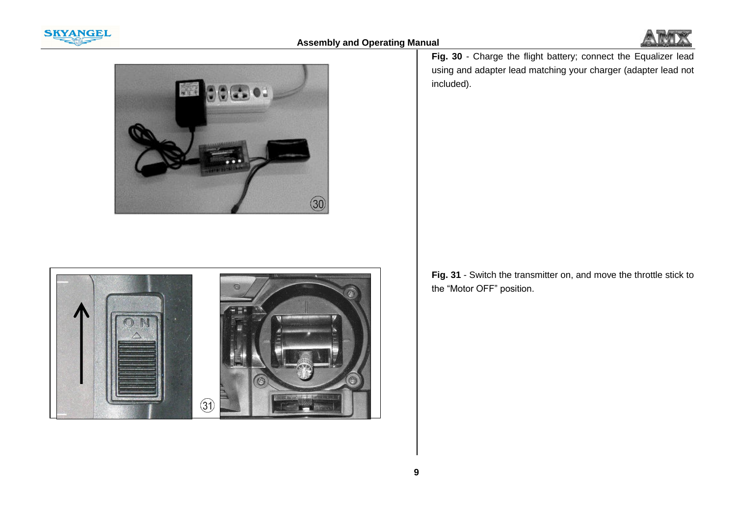**Fig. 30** - Charge the flight battery; connect the Equalizer lead using and adapter lead matching your charger (adapter lead not included).

**Fig. 31** - Switch the transmitter on, and move the throttle stick to the “Motor OFF” position.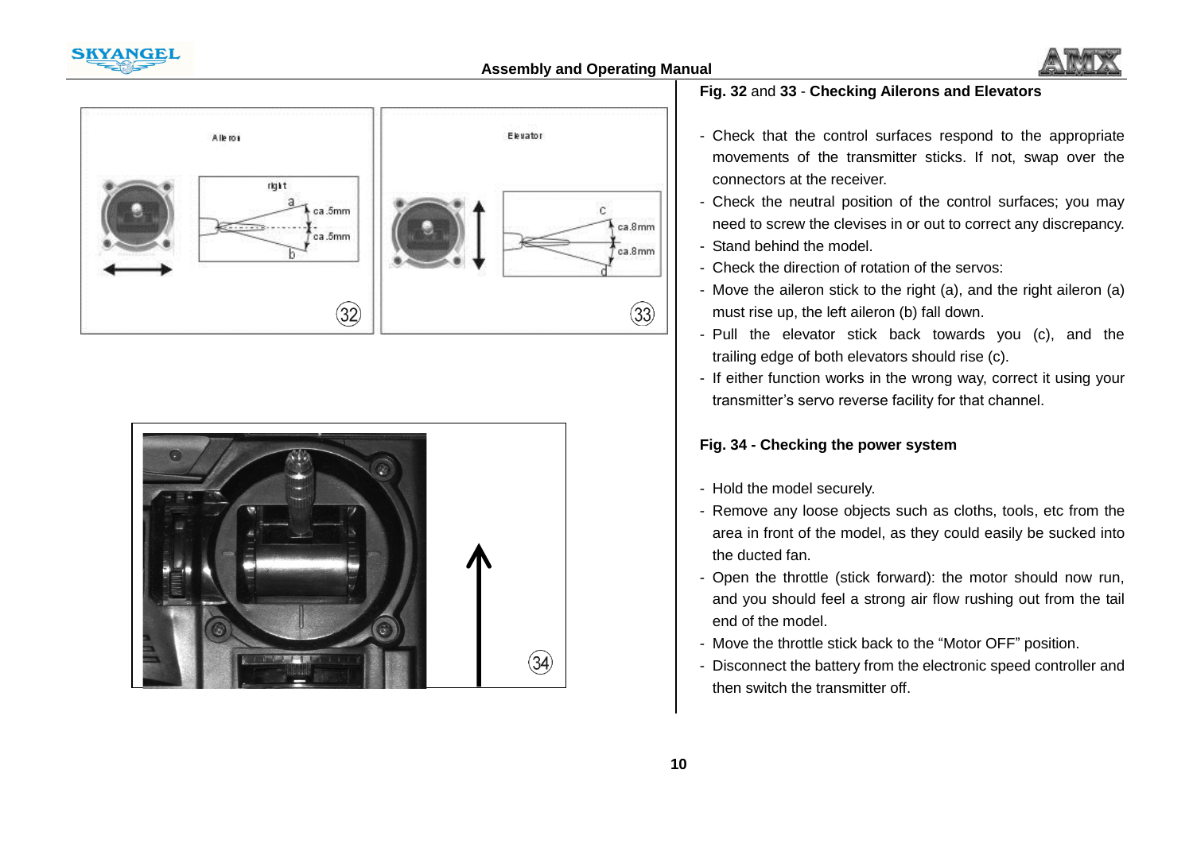### Fig. 32 and 33 - Checking Ailerons and Elevators

- Check that the control surfaces respond to the appropriate movements of the transmitter sticks. If not, swap over the connectors at the receiver.
- Check the neutral position of the control surfaces; you may need to screw the clevises in or out to correct any discrepancy.
- Stand behind the model.
- Check the direction of rotation of the servos:
- Move the aileron stick to the right (a), and the right aileron (a) must rise up, the left aileron (b) fall down.
- Pull the elevator stick back towards you (c), and the trailing edge of both elevators should rise (c).
- If either function works in the wrong way, correct it using your transmitter's servo reverse facility for that channel.

### Fig. 34 - Checking the power system

- Hold the model securely.
- Remove any loose objects such as cloths, tools, etc from the area in front of the model, as they could easily be sucked into the ducted fan.
- Open the throttle (stick forward): the motor should now run, and you should feel a strong air flow rushing out from the tail end of the model.
- Move the throttle stick back to the "Motor OFF" position.
- Disconnect the battery from the electronic speed controller and then switch the transmitter off.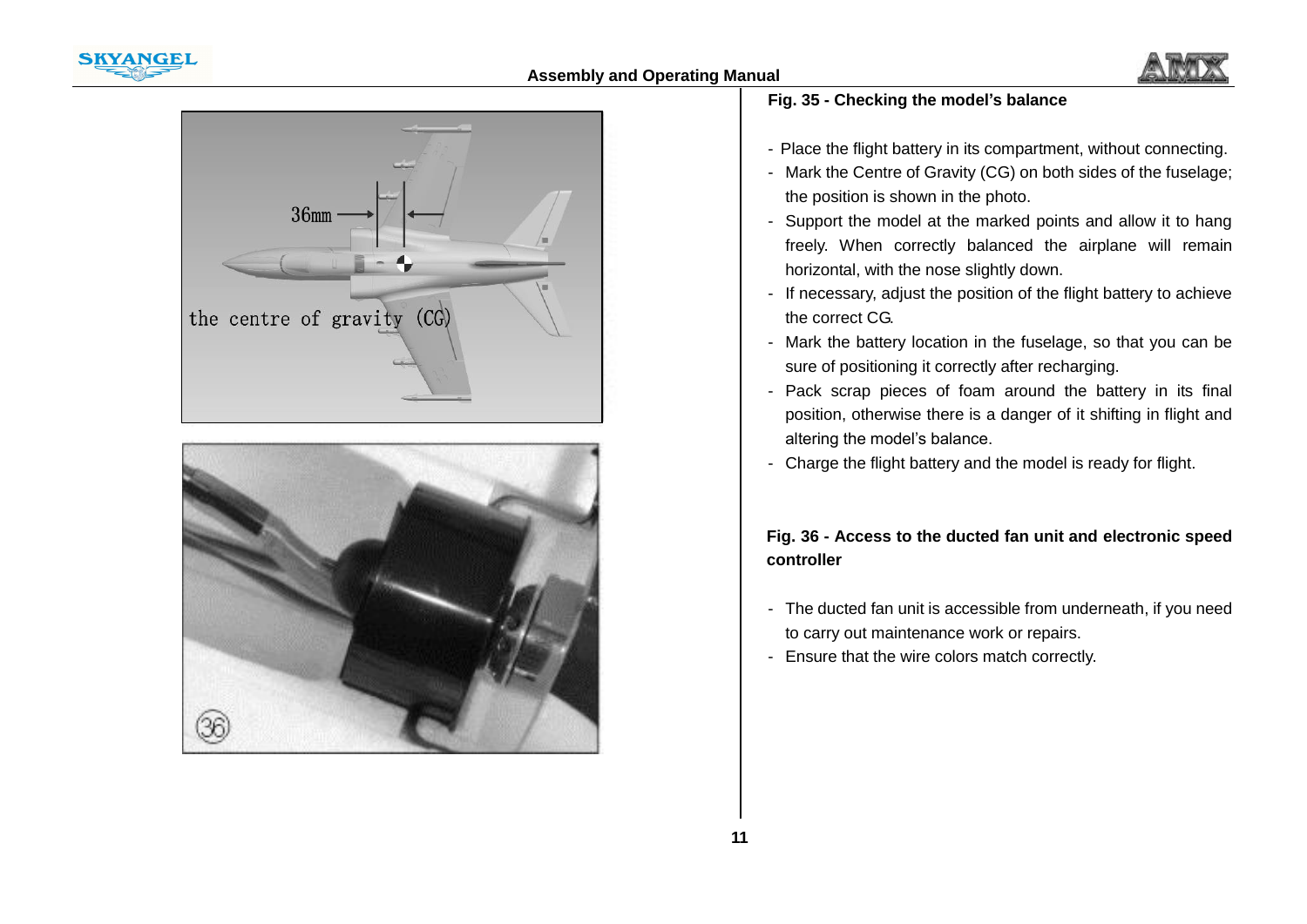**Fig. 35 - Checking the model's balance**

- Place the flight battery in its compartment, without connecting.
- Mark the Centre of Gravity (CG) on both sides of the fuselage; the position is shown in the photo.
- Support the model at the marked points and allow it to hang freely. When correctly balanced the airplane will remain horizontal, with the nose slightly down.
- If necessary, adjust the position of the flight battery to achieve the correct CG.
- Mark the battery location in the fuselage, so that you can be sure of positioning it correctly after recharging.
- Pack scrap pieces of foam around the battery in its final position, otherwise there is a danger of it shifting in flight and altering the model's balance.
- Charge the flight battery and the model is ready for flight.

**Fig. 36 - Access to the ducted fan unit and electronic speed controller**

- The ducted fan unit is accessible from underneath, if you need to carry out maintenance work or repairs.
- Ensure that the wire colors match correctly.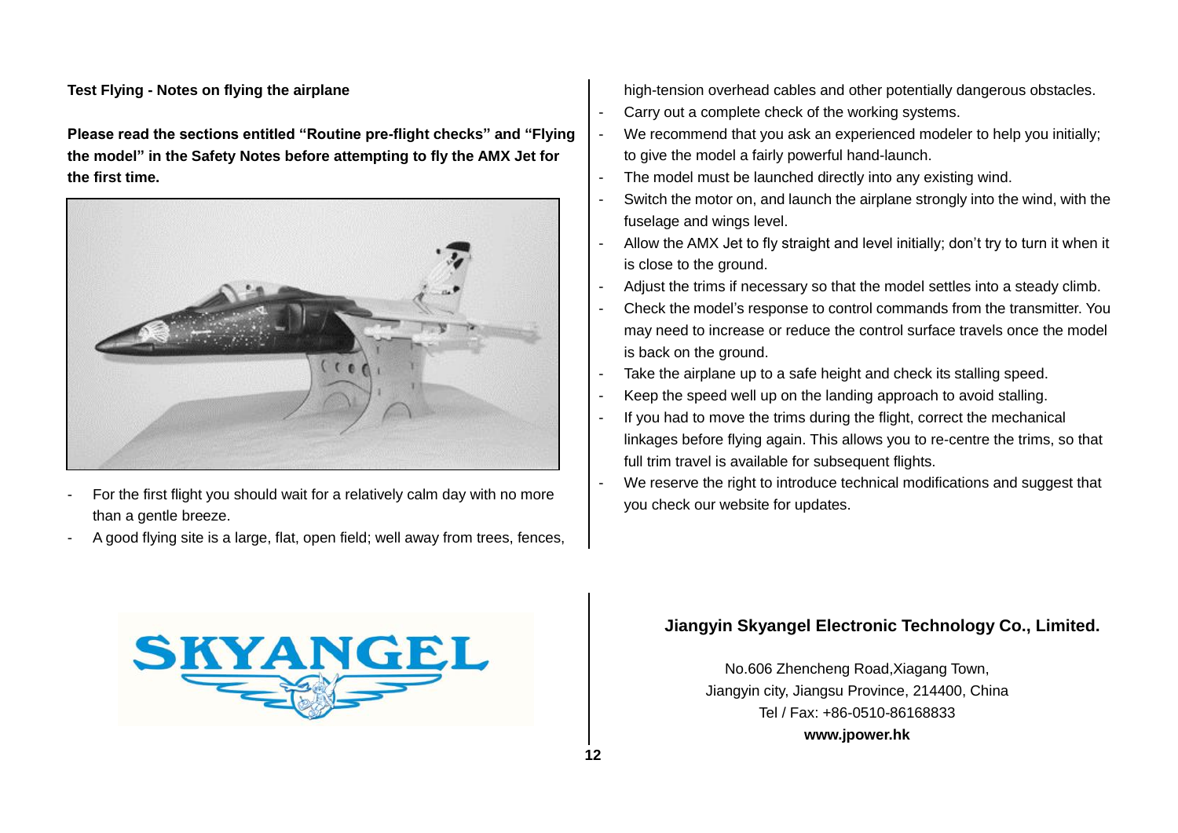**Test Flying - Notes on flying the airplane**

**Please read the sections entitled "Routine pre-flight checks" and "Flying the model" in the Safety Notes before attempting to fly the AMX Jet for the first time.**

- For the first flight you should wait for a relatively calm day with no more than a gentle breeze.
- A good flying site is a large, flat, open field; well away from trees, fences, high-tension overhead cables and other potentially dangerous obstacles.
- Carry out a complete check of the working systems.
- We recommend that you ask an experienced modeler to help you initially; to give the model a fairly powerful hand-launch.
- The model must be launched directly into any existing wind.
- Switch the motor on, and launch the airplane strongly into the wind, with the fuselage and wings level.
- Allow the AMX Jet to fly straight and level initially; don't try to turn it when it is close to the ground.
- Adjust the trims if necessary so that the model settles into a steady climb.
- Check the model's response to control commands from the transmitter. You may need to increase or reduce the control surface travels once the model is back on the ground.
- Take the airplane up to a safe height and check its stalling speed.
- Keep the speed well up on the landing approach to avoid stalling.
- If you had to move the trims during the flight, correct the mechanical linkages before flying again. This allows you to re-centre the trims, so that full trim travel is available for subsequent flights.
- We reserve the right to introduce technical modifications and suggest that you check our website for updates.

SKYANGEL

**Jiangyin Skyangel Electronic Technology Co., Limited.**

No.606 Zhencheng Road,Xiagang Town,
Jiangyin city, Jiangsu Province, 214400, China
Tel / Fax: +86-0510-86168833
**www.jpower.hk**